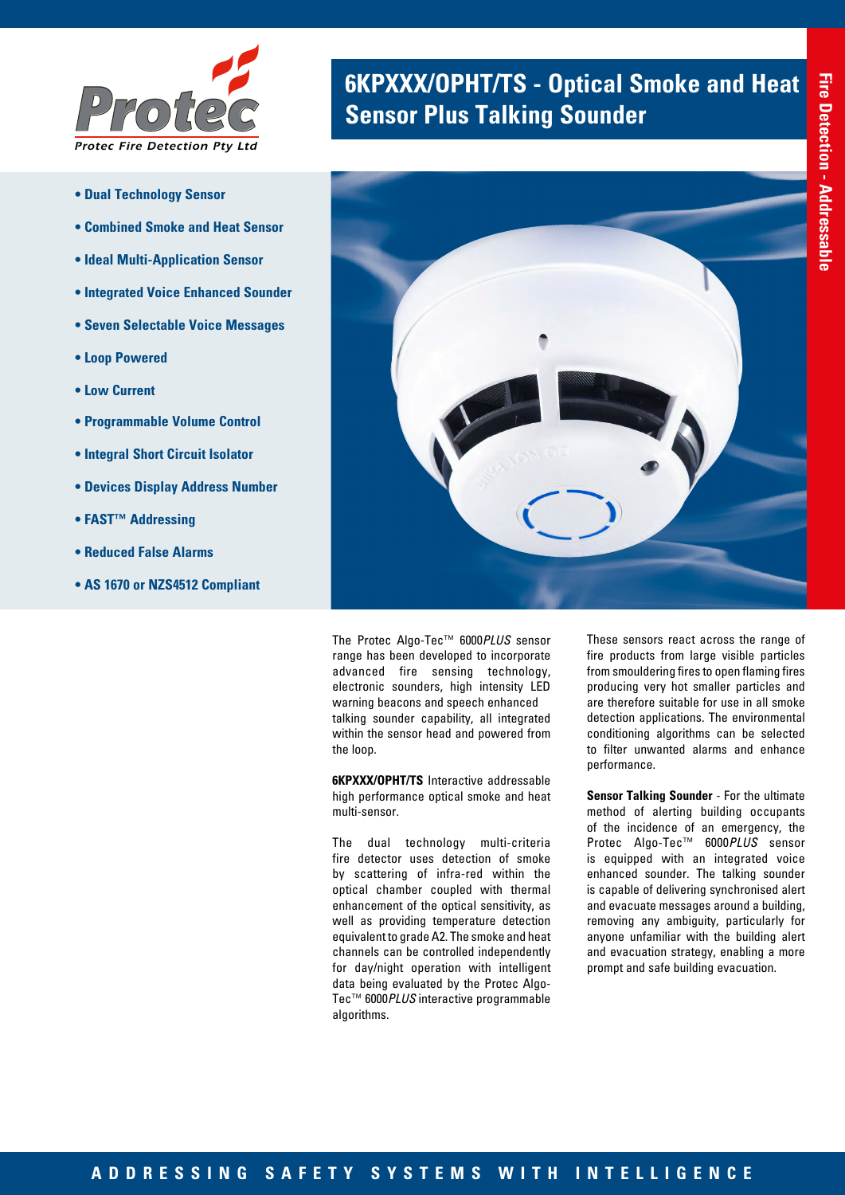Protec

Protec Fire Detection Pty Ltd

# 6KPXXX/OPHT/TS - Optical Smoke and Heat Sensor Plus Talking Sounder

Fire Detection - Addressable

- **Dual Technology Sensor**
- **Combined Smoke and Heat Sensor**
- **Ideal Multi-Application Sensor**
- **Integrated Voice Enhanced Sounder**
- **Seven Selectable Voice Messages**
- **Loop Powered**
- **Low Current**
- **Programmable Volume Control**
- **Integral Short Circuit Isolator**
- **Devices Display Address Number**
- **FAST™ Addressing**
- **Reduced False Alarms**
- **AS 1670 or NZS4512 Compliant**

The Protec Algo-Tec™ 6000*PLUS* sensor range has been developed to incorporate advanced fire sensing technology, electronic sounders, high intensity LED warning beacons and speech enhanced talking sounder capability, all integrated within the sensor head and powered from the loop.

**6KPXXX/OPHT/TS** Interactive addressable high performance optical smoke and heat multi-sensor.

The dual technology multi-criteria fire detector uses detection of smoke by scattering of infra-red within the optical chamber coupled with thermal enhancement of the optical sensitivity, as well as providing temperature detection equivalent to grade A2. The smoke and heat channels can be controlled independently for day/night operation with intelligent data being evaluated by the Protec Algo-Tec™ 6000*PLUS* interactive programmable algorithms.

These sensors react across the range of fire products from large visible particles from smouldering fires to open flaming fires producing very hot smaller particles and are therefore suitable for use in all smoke detection applications. The environmental conditioning algorithms can be selected to filter unwanted alarms and enhance performance.

**Sensor Talking Sounder** - For the ultimate method of alerting building occupants of the incidence of an emergency, the Protec Algo-Tec™ 6000*PLUS* sensor is equipped with an integrated voice enhanced sounder. The talking sounder is capable of delivering synchronised alert and evacuate messages around a building, removing any ambiguity, particularly for anyone unfamiliar with the building alert and evacuation strategy, enabling a more prompt and safe building evacuation.

ADDRESSING SAFETY SYSTEMS WITH INTELLIGENCE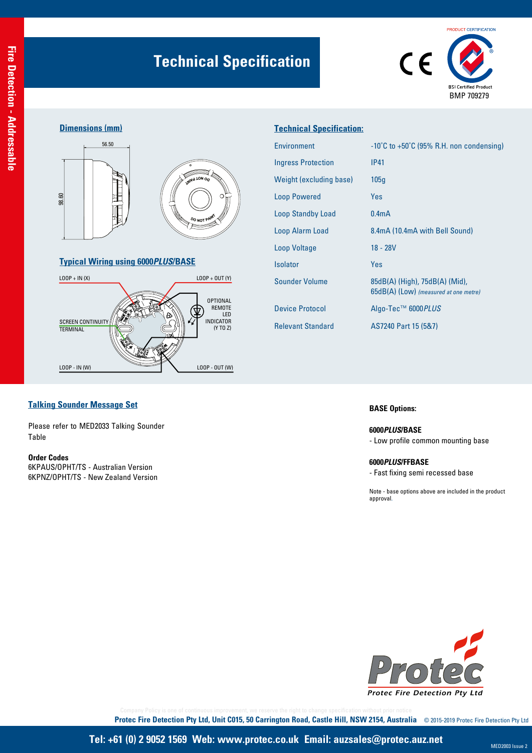# Technical Specification

BSI Certified Product
BMP 709279

## Dimensions (mm)

56.50

98.60

## Typical Wiring using 6000*PLUS*/BASE

LOOP + IN (X)

LOOP + OUT (Y)

OPTIONAL REMOTE LED INDICATOR (Y TO Z)

SCREEN CONTINUITY TERMINAL

LOOP - IN (W)

LOOP - OUT (W)

## Technical Specification:

| | |
|---|---|
| Environment | -10˚C to +50˚C (95% R.H. non condensing) |
| Ingress Protection | IP41 |
| Weight (excluding base) | 105g |
| Loop Powered | Yes |
| Loop Standby Load | 0.4mA |
| Loop Alarm Load | 8.4mA (10.4mA with Bell Sound) |
| Loop Voltage | 18 - 28V |
| Isolator | Yes |
| Sounder Volume | 85dB(A) (High), 75dB(A) (Mid), 65dB(A) (Low) *(measured at one metre)* |
| Device Protocol | Algo-Tec™ 6000*PLUS* |
| Relevant Standard | AS7240 Part 15 (5&7) |

## Talking Sounder Message Set

Please refer to MED2033 Talking Sounder Table

**Order Codes**
6KPAUS/OPHT/TS - Australian Version
6KPNZ/OPHT/TS - New Zealand Version

**BASE Options:**

**6000*PLUS*/BASE**
- Low profile common mounting base

**6000*PLUS*/FFBASE**
- Fast fixing semi recessed base

Note - base options above are included in the product approval.

Protec Fire Detection Pty Ltd

Company Policy is one of continuous improvement, we reserve the right to change specification without prior notice

**Protec Fire Detection Pty Ltd, Unit C015, 50 Carrington Road, Castle Hill, NSW 2154, Australia** © 2015-2019 Protec Fire Detection Pty Ltd

**Tel: +61 (0) 2 9052 1569 Web: www.protec.co.uk Email: auzsales@protec.auz.net**